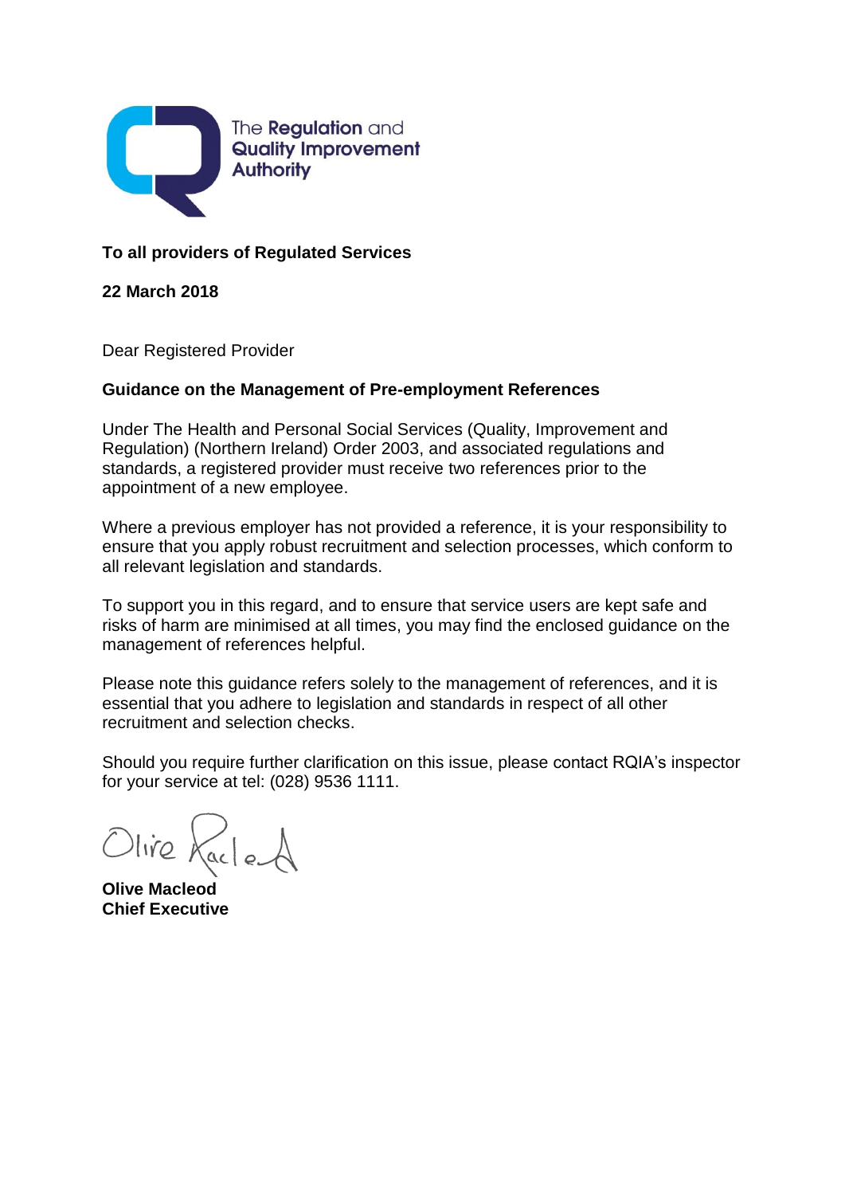The Regulation and Quality Improvement Authority

**To all providers of Regulated Services**

**22 March 2018**

Dear Registered Provider

**Guidance on the Management of Pre-employment References**

Under The Health and Personal Social Services (Quality, Improvement and Regulation) (Northern Ireland) Order 2003, and associated regulations and standards, a registered provider must receive two references prior to the appointment of a new employee.

Where a previous employer has not provided a reference, it is your responsibility to ensure that you apply robust recruitment and selection processes, which conform to all relevant legislation and standards.

To support you in this regard, and to ensure that service users are kept safe and risks of harm are minimised at all times, you may find the enclosed guidance on the management of references helpful.

Please note this guidance refers solely to the management of references, and it is essential that you adhere to legislation and standards in respect of all other recruitment and selection checks.

Should you require further clarification on this issue, please contact RQIA's inspector for your service at tel: (028) 9536 1111.

Olive Macleod

**Olive Macleod**
**Chief Executive**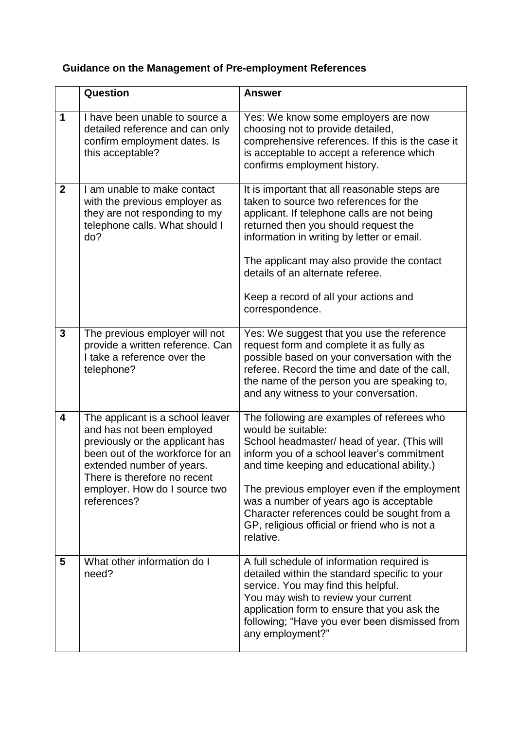**Guidance on the Management of Pre-employment References**

| | Question | Answer |
|---|---|---|
| **1** | I have been unable to source a detailed reference and can only confirm employment dates. Is this acceptable? | Yes: We know some employers are now choosing not to provide detailed, comprehensive references. If this is the case it is acceptable to accept a reference which confirms employment history. |
| **2** | I am unable to make contact with the previous employer as they are not responding to my telephone calls. What should I do? | It is important that all reasonable steps are taken to source two references for the applicant. If telephone calls are not being returned then you should request the information in writing by letter or email.<br><br>The applicant may also provide the contact details of an alternate referee.<br><br>Keep a record of all your actions and correspondence. |
| **3** | The previous employer will not provide a written reference. Can I take a reference over the telephone? | Yes: We suggest that you use the reference request form and complete it as fully as possible based on your conversation with the referee. Record the time and date of the call, the name of the person you are speaking to, and any witness to your conversation. |
| **4** | The applicant is a school leaver and has not been employed previously or the applicant has been out of the workforce for an extended number of years. There is therefore no recent employer. How do I source two references? | The following are examples of referees who would be suitable:<br>School headmaster/ head of year. (This will inform you of a school leaver's commitment and time keeping and educational ability.)<br><br>The previous employer even if the employment was a number of years ago is acceptable<br>Character references could be sought from a GP, religious official or friend who is not a relative. |
| **5** | What other information do I need? | A full schedule of information required is detailed within the standard specific to your service. You may find this helpful.<br>You may wish to review your current application form to ensure that you ask the following; "Have you ever been dismissed from any employment?" |